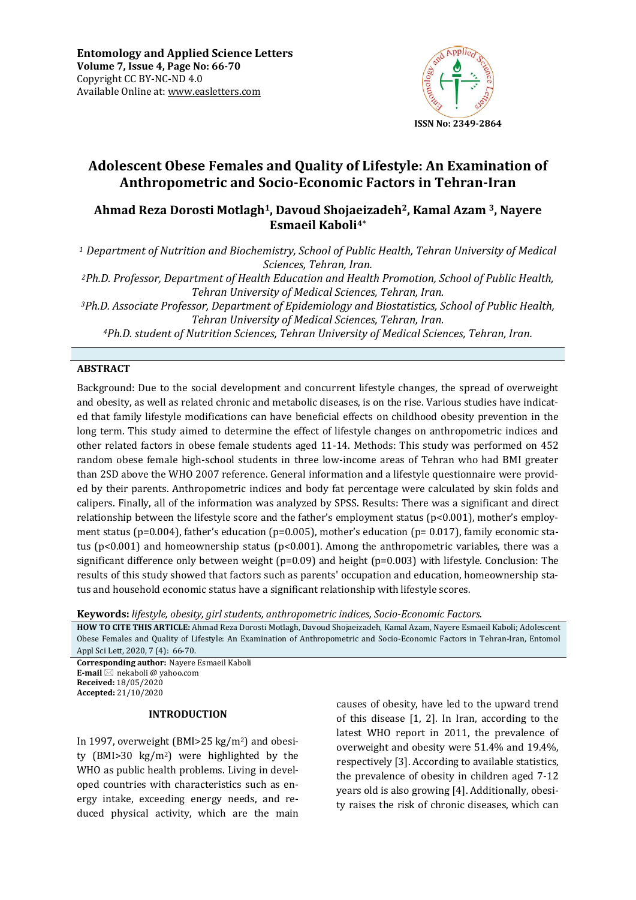**Entomology and Applied Science Letters**
**Volume 7, Issue 4, Page No: 66-70**
Copyright CC BY-NC-ND 4.0
Available Online at: www.easletters.com

**ISSN No: 2349-2864**

# Adolescent Obese Females and Quality of Lifestyle: An Examination of Anthropometric and Socio-Economic Factors in Tehran-Iran

**Ahmad Reza Dorosti Motlagh[1], Davoud Shojaeizadeh[2], Kamal Azam [3], Nayere Esmaeil Kaboli[4*]**

*[1] Department of Nutrition and Biochemistry, School of Public Health, Tehran University of Medical Sciences, Tehran, Iran.*
*[2]Ph.D. Professor, Department of Health Education and Health Promotion, School of Public Health, Tehran University of Medical Sciences, Tehran, Iran.*
*[3]Ph.D. Associate Professor, Department of Epidemiology and Biostatistics, School of Public Health, Tehran University of Medical Sciences, Tehran, Iran.*
*[4]Ph.D. student of Nutrition Sciences, Tehran University of Medical Sciences, Tehran, Iran.*

## ABSTRACT

Background: Due to the social development and concurrent lifestyle changes, the spread of overweight and obesity, as well as related chronic and metabolic diseases, is on the rise. Various studies have indicated that family lifestyle modifications can have beneficial effects on childhood obesity prevention in the long term. This study aimed to determine the effect of lifestyle changes on anthropometric indices and other related factors in obese female students aged 11-14. Methods: This study was performed on 452 random obese female high-school students in three low-income areas of Tehran who had BMI greater than 2SD above the WHO 2007 reference. General information and a lifestyle questionnaire were provided by their parents. Anthropometric indices and body fat percentage were calculated by skin folds and calipers. Finally, all of the information was analyzed by SPSS. Results: There was a significant and direct relationship between the lifestyle score and the father's employment status ($p<0.001$), mother's employment status ($p=0.004$), father's education ($p=0.005$), mother's education ($p= 0.017$), family economic status ($p<0.001$) and homeownership status ($p<0.001$). Among the anthropometric variables, there was a significant difference only between weight ($p=0.09$) and height ($p=0.003$) with lifestyle. Conclusion: The results of this study showed that factors such as parents' occupation and education, homeownership status and household economic status have a significant relationship with lifestyle scores.

**Keywords:** *lifestyle, obesity, girl students, anthropometric indices, Socio-Economic Factors.*

**HOW TO CITE THIS ARTICLE:** Ahmad Reza Dorosti Motlagh, Davoud Shojaeizadeh, Kamal Azam, Nayere Esmaeil Kaboli; Adolescent Obese Females and Quality of Lifestyle: An Examination of Anthropometric and Socio-Economic Factors in Tehran-Iran, Entomol Appl Sci Lett, 2020, 7 (4): 66-70.

**Corresponding author:** Nayere Esmaeil Kaboli
**E-mail** ✉ nekaboli @ yahoo.com
**Received:** 18/05/2020
**Accepted:** 21/10/2020

## INTRODUCTION

In 1997, overweight (BMI>25 kg/m$^2$) and obesity (BMI>30 kg/m$^2$) were highlighted by the WHO as public health problems. Living in developed countries with characteristics such as energy intake, exceeding energy needs, and reduced physical activity, which are the main causes of obesity, have led to the upward trend of this disease [1, 2]. In Iran, according to the latest WHO report in 2011, the prevalence of overweight and obesity were 51.4% and 19.4%, respectively [3]. According to available statistics, the prevalence of obesity in children aged 7-12 years old is also growing [4]. Additionally, obesity raises the risk of chronic diseases, which can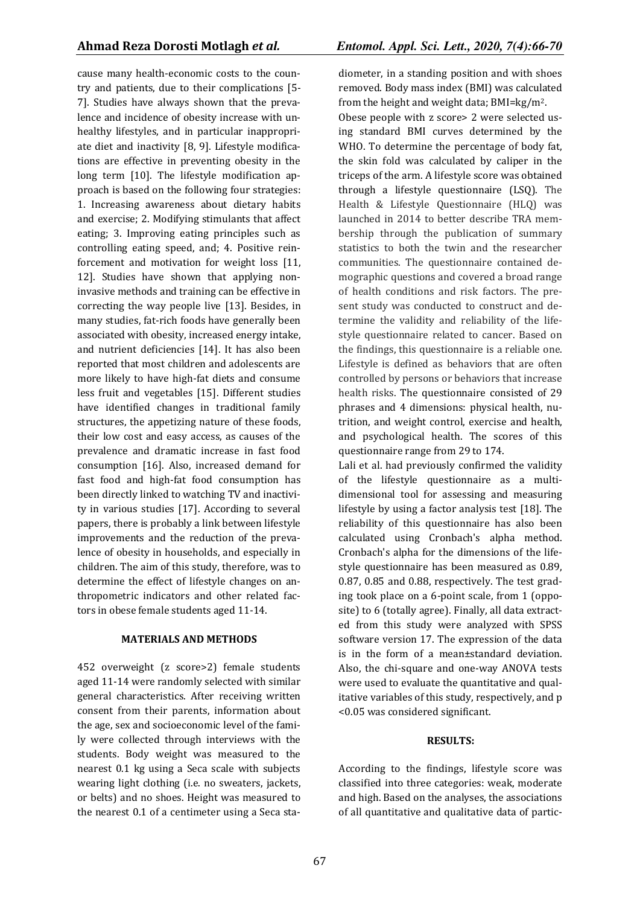cause many health-economic costs to the country and patients, due to their complications [5-7]. Studies have always shown that the prevalence and incidence of obesity increase with unhealthy lifestyles, and in particular inappropriate diet and inactivity [8, 9]. Lifestyle modifications are effective in preventing obesity in the long term [10]. The lifestyle modification approach is based on the following four strategies: 1. Increasing awareness about dietary habits and exercise; 2. Modifying stimulants that affect eating; 3. Improving eating principles such as controlling eating speed, and; 4. Positive reinforcement and motivation for weight loss [11, 12]. Studies have shown that applying non-invasive methods and training can be effective in correcting the way people live [13]. Besides, in many studies, fat-rich foods have generally been associated with obesity, increased energy intake, and nutrient deficiencies [14]. It has also been reported that most children and adolescents are more likely to have high-fat diets and consume less fruit and vegetables [15]. Different studies have identified changes in traditional family structures, the appetizing nature of these foods, their low cost and easy access, as causes of the prevalence and dramatic increase in fast food consumption [16]. Also, increased demand for fast food and high-fat food consumption has been directly linked to watching TV and inactivity in various studies [17]. According to several papers, there is probably a link between lifestyle improvements and the reduction of the prevalence of obesity in households, and especially in children. The aim of this study, therefore, was to determine the effect of lifestyle changes on anthropometric indicators and other related factors in obese female students aged 11-14.

## MATERIALS AND METHODS

452 overweight (z score>2) female students aged 11-14 were randomly selected with similar general characteristics. After receiving written consent from their parents, information about the age, sex and socioeconomic level of the family were collected through interviews with the students. Body weight was measured to the nearest 0.1 kg using a Seca scale with subjects wearing light clothing (i.e. no sweaters, jackets, or belts) and no shoes. Height was measured to the nearest 0.1 of a centimeter using a Seca stadiometer, in a standing position and with shoes removed. Body mass index (BMI) was calculated from the height and weight data; BMI=kg/m$^2$.

Obese people with z score> 2 were selected using standard BMI curves determined by the WHO. To determine the percentage of body fat, the skin fold was calculated by caliper in the triceps of the arm. A lifestyle score was obtained through a lifestyle questionnaire (LSQ). The Health & Lifestyle Questionnaire (HLQ) was launched in 2014 to better describe TRA membership through the publication of summary statistics to both the twin and the researcher communities. The questionnaire contained demographic questions and covered a broad range of health conditions and risk factors. The present study was conducted to construct and determine the validity and reliability of the lifestyle questionnaire related to cancer. Based on the findings, this questionnaire is a reliable one. Lifestyle is defined as behaviors that are often controlled by persons or behaviors that increase health risks. The questionnaire consisted of 29 phrases and 4 dimensions: physical health, nutrition, and weight control, exercise and health, and psychological health. The scores of this questionnaire range from 29 to 174.

Lali et al. had previously confirmed the validity of the lifestyle questionnaire as a multi-dimensional tool for assessing and measuring lifestyle by using a factor analysis test [18]. The reliability of this questionnaire has also been calculated using Cronbach's alpha method. Cronbach's alpha for the dimensions of the lifestyle questionnaire has been measured as 0.89, 0.87, 0.85 and 0.88, respectively. The test grading took place on a 6-point scale, from 1 (opposite) to 6 (totally agree). Finally, all data extracted from this study were analyzed with SPSS software version 17. The expression of the data is in the form of a mean±standard deviation. Also, the chi-square and one-way ANOVA tests were used to evaluate the quantitative and qualitative variables of this study, respectively, and $p < 0.05$ was considered significant.

## RESULTS:

According to the findings, lifestyle score was classified into three categories: weak, moderate and high. Based on the analyses, the associations of all quantitative and qualitative data of partic-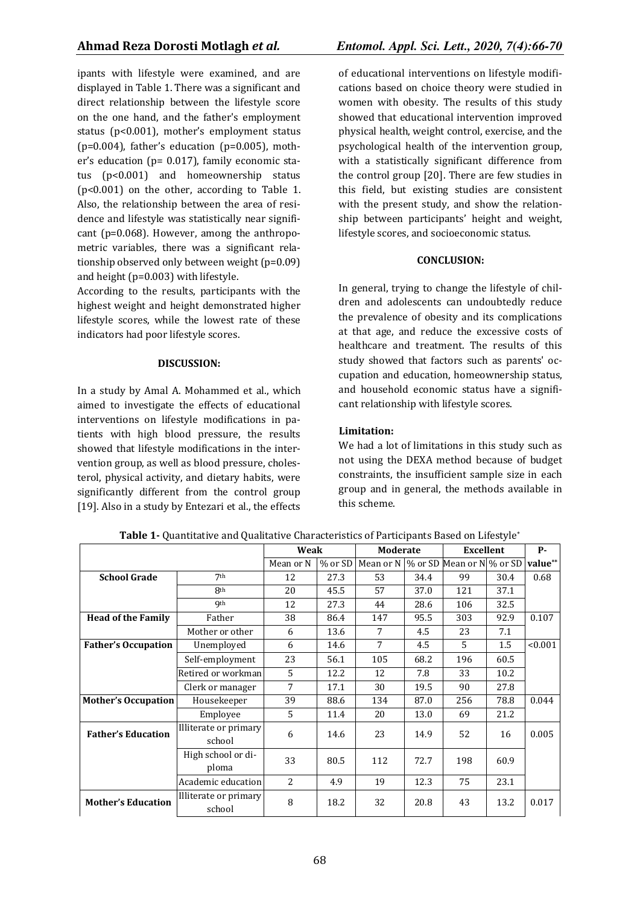ipants with lifestyle were examined, and are displayed in Table 1. There was a significant and direct relationship between the lifestyle score on the one hand, and the father's employment status (p<0.001), mother's employment status (p=0.004), father's education (p=0.005), mother's education (p= 0.017), family economic status (p<0.001) and homeownership status (p<0.001) on the other, according to Table 1. Also, the relationship between the area of residence and lifestyle was statistically near significant (p=0.068). However, among the anthropometric variables, there was a significant relationship observed only between weight (p=0.09) and height (p=0.003) with lifestyle.

According to the results, participants with the highest weight and height demonstrated higher lifestyle scores, while the lowest rate of these indicators had poor lifestyle scores.

#### DISCUSSION:

In a study by Amal A. Mohammed et al., which aimed to investigate the effects of educational interventions on lifestyle modifications in patients with high blood pressure, the results showed that lifestyle modifications in the intervention group, as well as blood pressure, cholesterol, physical activity, and dietary habits, were significantly different from the control group [19]. Also in a study by Entezari et al., the effects of educational interventions on lifestyle modifications based on choice theory were studied in women with obesity. The results of this study showed that educational intervention improved physical health, weight control, exercise, and the psychological health of the intervention group, with a statistically significant difference from the control group [20]. There are few studies in this field, but existing studies are consistent with the present study, and show the relationship between participants' height and weight, lifestyle scores, and socioeconomic status.

#### CONCLUSION:

In general, trying to change the lifestyle of children and adolescents can undoubtedly reduce the prevalence of obesity and its complications at that age, and reduce the excessive costs of healthcare and treatment. The results of this study showed that factors such as parents' occupation and education, homeownership status, and household economic status have a significant relationship with lifestyle scores.

#### Limitation:

We had a lot of limitations in this study such as not using the DEXA method because of budget constraints, the insufficient sample size in each group and in general, the methods available in this scheme.

**Table 1-** Quantitative and Qualitative Characteristics of Participants Based on Lifestyle*

| | | Weak | | Moderate | | Excellent | | P-value** |
|---|---|---|---|---|---|---|---|---|
| | | Mean or N | % or SD | Mean or N | % or SD | Mean or N | % or SD | |
| **School Grade** | 7th | 12 | 27.3 | 53 | 34.4 | 99 | 30.4 | 0.68 |
| | 8th | 20 | 45.5 | 57 | 37.0 | 121 | 37.1 | |
| | 9th | 12 | 27.3 | 44 | 28.6 | 106 | 32.5 | |
| **Head of the Family** | Father | 38 | 86.4 | 147 | 95.5 | 303 | 92.9 | 0.107 |
| | Mother or other | 6 | 13.6 | 7 | 4.5 | 23 | 7.1 | |
| **Father's Occupation** | Unemployed | 6 | 14.6 | 7 | 4.5 | 5 | 1.5 | <0.001 |
| | Self-employment | 23 | 56.1 | 105 | 68.2 | 196 | 60.5 | |
| | Retired or workman | 5 | 12.2 | 12 | 7.8 | 33 | 10.2 | |
| | Clerk or manager | 7 | 17.1 | 30 | 19.5 | 90 | 27.8 | |
| **Mother's Occupation** | Housekeeper | 39 | 88.6 | 134 | 87.0 | 256 | 78.8 | 0.044 |
| | Employee | 5 | 11.4 | 20 | 13.0 | 69 | 21.2 | |
| **Father's Education** | Illiterate or primary school | 6 | 14.6 | 23 | 14.9 | 52 | 16 | 0.005 |
| | High school or diploma | 33 | 80.5 | 112 | 72.7 | 198 | 60.9 | |
| | Academic education | 2 | 4.9 | 19 | 12.3 | 75 | 23.1 | |
| **Mother's Education** | Illiterate or primary school | 8 | 18.2 | 32 | 20.8 | 43 | 13.2 | 0.017 |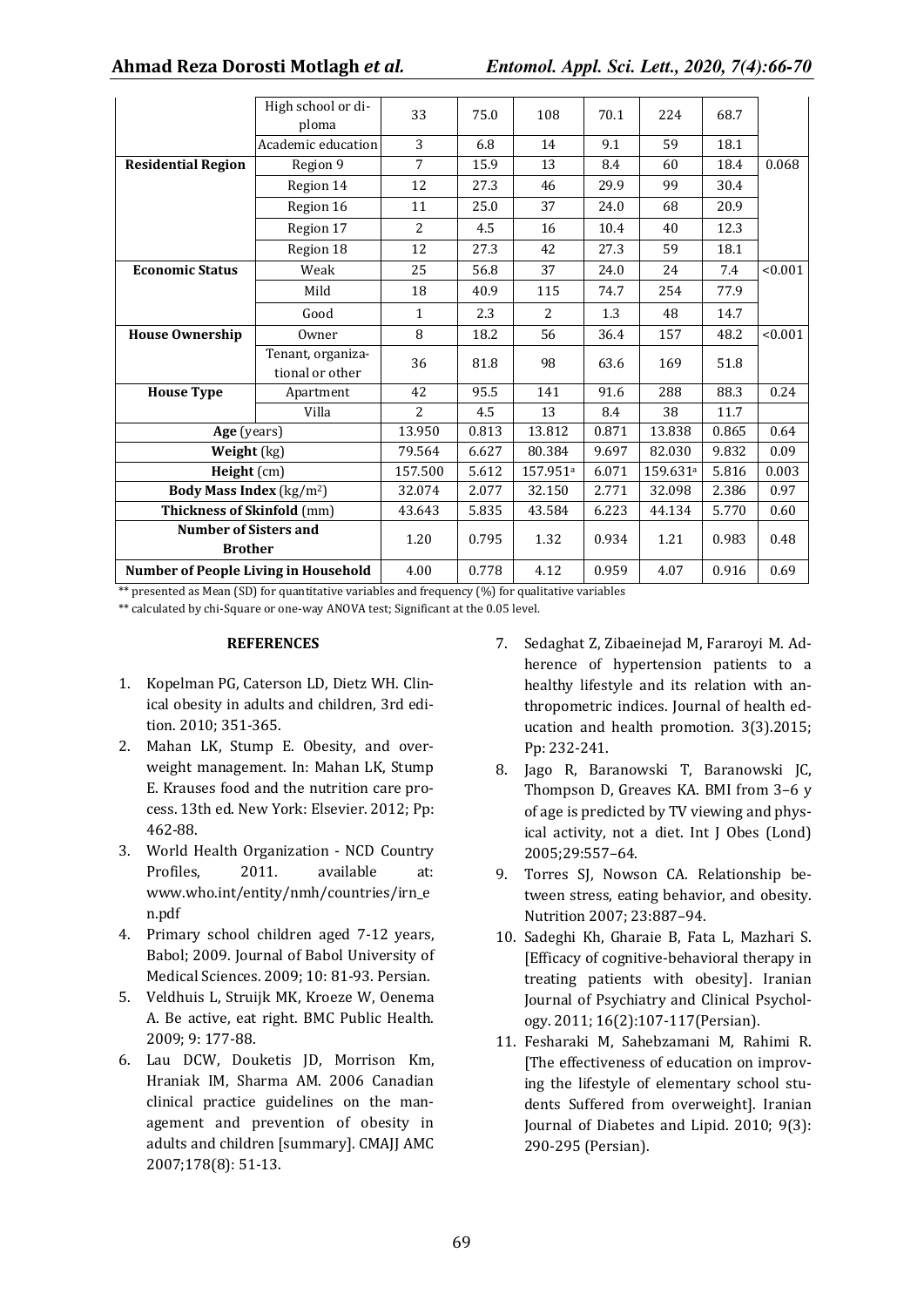| | High school or diploma | 33 | 75.0 | 108 | 70.1 | 224 | 68.7 | |
|---|---|---|---|---|---|---|---|---|
| | Academic education | 3 | 6.8 | 14 | 9.1 | 59 | 18.1 | |
| **Residential Region** | Region 9 | 7 | 15.9 | 13 | 8.4 | 60 | 18.4 | 0.068 |
| | Region 14 | 12 | 27.3 | 46 | 29.9 | 99 | 30.4 | |
| | Region 16 | 11 | 25.0 | 37 | 24.0 | 68 | 20.9 | |
| | Region 17 | 2 | 4.5 | 16 | 10.4 | 40 | 12.3 | |
| | Region 18 | 12 | 27.3 | 42 | 27.3 | 59 | 18.1 | |
| **Economic Status** | Weak | 25 | 56.8 | 37 | 24.0 | 24 | 7.4 | <0.001 |
| | Mild | 18 | 40.9 | 115 | 74.7 | 254 | 77.9 | |
| | Good | 1 | 2.3 | 2 | 1.3 | 48 | 14.7 | |
| **House Ownership** | Owner | 8 | 18.2 | 56 | 36.4 | 157 | 48.2 | <0.001 |
| | Tenant, organizational or other | 36 | 81.8 | 98 | 63.6 | 169 | 51.8 | |
| **House Type** | Apartment | 42 | 95.5 | 141 | 91.6 | 288 | 88.3 | 0.24 |
| | Villa | 2 | 4.5 | 13 | 8.4 | 38 | 11.7 | |
| **Age** (years) | | 13.950 | 0.813 | 13.812 | 0.871 | 13.838 | 0.865 | 0.64 |
| **Weight** (kg) | | 79.564 | 6.627 | 80.384 | 9.697 | 82.030 | 9.832 | 0.09 |
| **Height** (cm) | | 157.500 | 5.612 | 157.951[a] | 6.071 | 159.631[a] | 5.816 | 0.003 |
| **Body Mass Index** ($kg/m^2$) | | 32.074 | 2.077 | 32.150 | 2.771 | 32.098 | 2.386 | 0.97 |
| **Thickness of Skinfold** (mm) | | 43.643 | 5.835 | 43.584 | 6.223 | 44.134 | 5.770 | 0.60 |
| **Number of Sisters and Brother** | | 1.20 | 0.795 | 1.32 | 0.934 | 1.21 | 0.983 | 0.48 |
| **Number of People Living in Household** | | 4.00 | 0.778 | 4.12 | 0.959 | 4.07 | 0.916 | 0.69 |

** presented as Mean (SD) for quantitative variables and frequency (%) for qualitative variables

** calculated by chi-Square or one-way ANOVA test; Significant at the 0.05 level.

## REFERENCES

1. Kopelman PG, Caterson LD, Dietz WH. Clinical obesity in adults and children, 3rd edition. 2010; 351-365.
2. Mahan LK, Stump E. Obesity, and overweight management. In: Mahan LK, Stump E. Krauses food and the nutrition care process. 13th ed. New York: Elsevier. 2012; Pp: 462-88.
3. World Health Organization - NCD Country Profiles, 2011. available at: www.who.int/entity/nmh/countries/irn_en.pdf
4. Primary school children aged 7-12 years, Babol; 2009. Journal of Babol University of Medical Sciences. 2009; 10: 81-93. Persian.
5. Veldhuis L, Struijk MK, Kroeze W, Oenema A. Be active, eat right. BMC Public Health. 2009; 9: 177-88.
6. Lau DCW, Douketis JD, Morrison Km, Hraniak IM, Sharma AM. 2006 Canadian clinical practice guidelines on the management and prevention of obesity in adults and children [summary]. CMAJJ AMC 2007;178(8): 51-13.
7. Sedaghat Z, Zibaeinejad M, Fararoyi M. Adherence of hypertension patients to a healthy lifestyle and its relation with anthropometric indices. Journal of health education and health promotion. 3(3).2015; Pp: 232-241.
8. Jago R, Baranowski T, Baranowski JC, Thompson D, Greaves KA. BMI from 3–6 y of age is predicted by TV viewing and physical activity, not a diet. Int J Obes (Lond) 2005;29:557–64.
9. Torres SJ, Nowson CA. Relationship between stress, eating behavior, and obesity. Nutrition 2007; 23:887–94.
10. Sadeghi Kh, Gharaie B, Fata L, Mazhari S. [Efficacy of cognitive-behavioral therapy in treating patients with obesity]. Iranian Journal of Psychiatry and Clinical Psychology. 2011; 16(2):107-117(Persian).
11. Fesharaki M, Sahebzamani M, Rahimi R. [The effectiveness of education on improving the lifestyle of elementary school students Suffered from overweight]. Iranian Journal of Diabetes and Lipid. 2010; 9(3): 290-295 (Persian).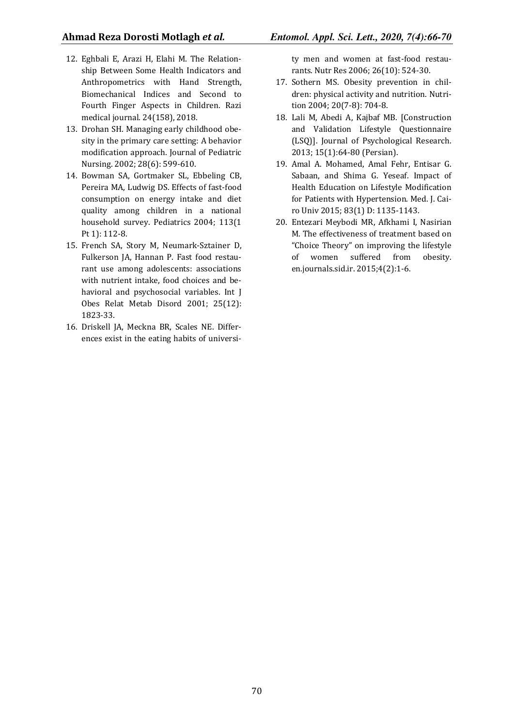12. Eghbali E, Arazi H, Elahi M. The Relationship Between Some Health Indicators and Anthropometrics with Hand Strength, Biomechanical Indices and Second to Fourth Finger Aspects in Children. Razi medical journal. 24(158), 2018.
13. Drohan SH. Managing early childhood obesity in the primary care setting: A behavior modification approach. Journal of Pediatric Nursing. 2002; 28(6): 599-610.
14. Bowman SA, Gortmaker SL, Ebbeling CB, Pereira MA, Ludwig DS. Effects of fast-food consumption on energy intake and diet quality among children in a national household survey. Pediatrics 2004; 113(1 Pt 1): 112-8.
15. French SA, Story M, Neumark-Sztainer D, Fulkerson JA, Hannan P. Fast food restaurant use among adolescents: associations with nutrient intake, food choices and behavioral and psychosocial variables. Int J Obes Relat Metab Disord 2001; 25(12): 1823-33.
16. Driskell JA, Meckna BR, Scales NE. Differences exist in the eating habits of university men and women at fast-food restaurants. Nutr Res 2006; 26(10): 524-30.
17. Sothern MS. Obesity prevention in children: physical activity and nutrition. Nutrition 2004; 20(7-8): 704-8.
18. Lali M, Abedi A, Kajbaf MB. [Construction and Validation Lifestyle Questionnaire (LSQ)]. Journal of Psychological Research. 2013; 15(1):64-80 (Persian).
19. Amal A. Mohamed, Amal Fehr, Entisar G. Sabaan, and Shima G. Yeseaf. Impact of Health Education on Lifestyle Modification for Patients with Hypertension. Med. J. Cairo Univ 2015; 83(1) D: 1135-1143.
20. Entezari Meybodi MR, Afkhami I, Nasirian M. The effectiveness of treatment based on "Choice Theory" on improving the lifestyle of women suffered from obesity. en.journals.sid.ir. 2015;4(2):1-6.